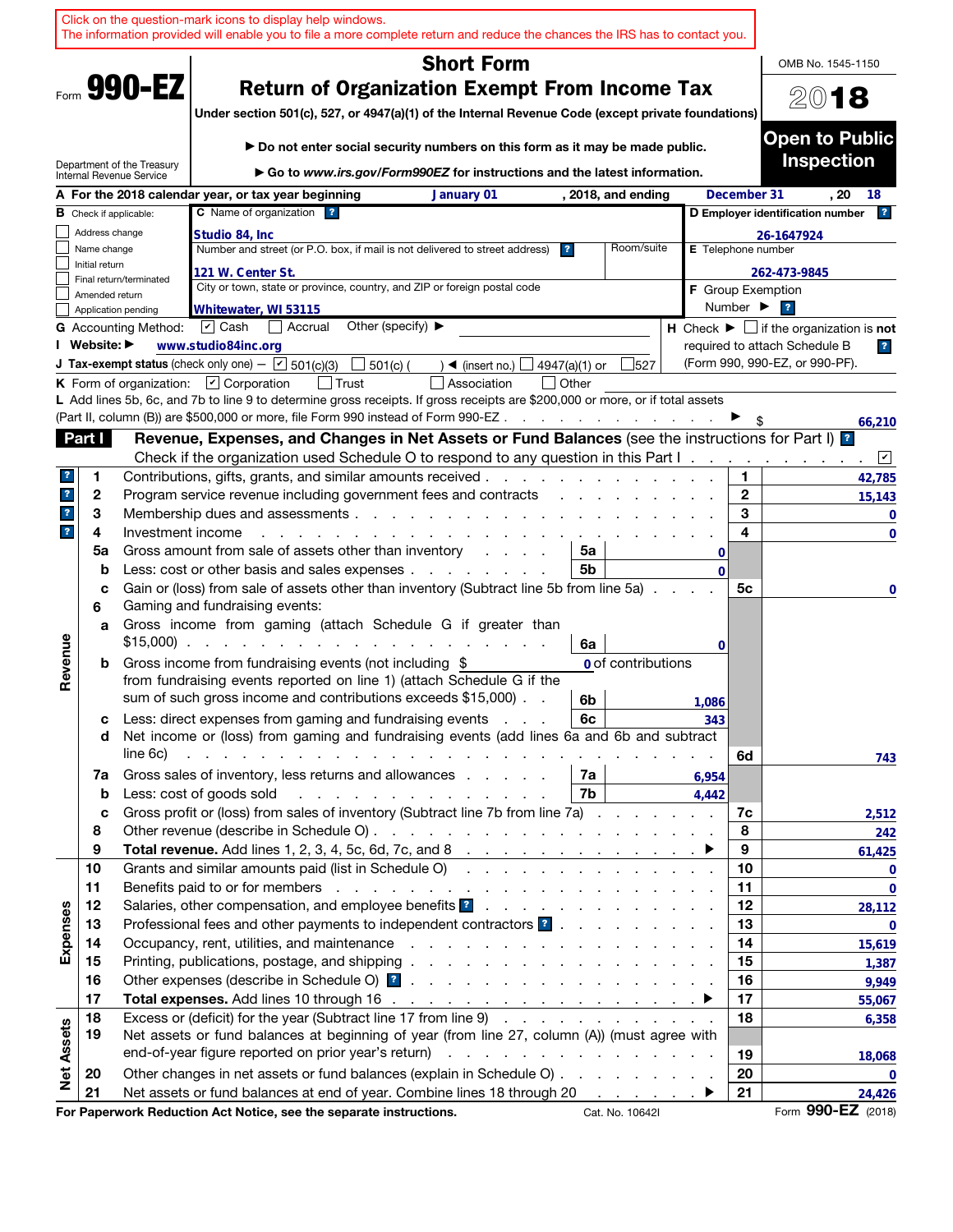Click on the question-mark icons to display help windows.
The information provided will enable you to file a more complete return and reduce the chances the IRS has to contact you.

Form **990-EZ**

Department of the Treasury
Internal Revenue Service

# Short Form
# Return of Organization Exempt From Income Tax

**Under section 501(c), 527, or 4947(a)(1) of the Internal Revenue Code (except private foundations)**

▶ **Do not enter social security numbers on this form as it may be made public.**

▶ **Go to *www.irs.gov/Form990EZ* for instructions and the latest information.**

OMB No. 1545-1150

**2018**

**Open to Public Inspection**

**A For the 2018 calendar year, or tax year beginning** January 01 **, 2018, and ending** December 31 **, 20** 18

**B** Check if applicable:
- ☐ Address change
- ☐ Name change
- ☐ Initial return
- ☐ Final return/terminated
- ☐ Amended return
- ☐ Application pending

**C** Name of organization: Studio 84, Inc

Number and street (or P.O. box, if mail is not delivered to street address): 121 W. Center St.

Room/suite:

City or town, state or province, country, and ZIP or foreign postal code: Whitewater, WI 53115

**D Employer identification number:** 26-1647924

**E** Telephone number: 262-473-9845

**F** Group Exemption Number ▶

**G** Accounting Method: ☑ Cash ☐ Accrual Other (specify) ▶

**H** Check ▶ ☐ if the organization is **not** required to attach Schedule B (Form 990, 990-EZ, or 990-PF).

**I Website:** ▶ www.studio84inc.org

**J Tax-exempt status** (check only one) — ☑ 501(c)(3) ☐ 501(c) ( ) ◀ (insert no.) ☐ 4947(a)(1) or ☐ 527

**K** Form of organization: ☑ Corporation ☐ Trust ☐ Association ☐ Other

**L** Add lines 5b, 6c, and 7b to line 9 to determine gross receipts. If gross receipts are $200,000 or more, or if total assets (Part II, column (B)) are $500,000 or more, file Form 990 instead of Form 990-EZ ▶ $ 66,210

**Part I** **Revenue, Expenses, and Changes in Net Assets or Fund Balances** (see the instructions for Part I)

Check if the organization used Schedule O to respond to any question in this Part I ☑

| Section | Line | Description | Sub-line | Sub-amount | Line | Amount |
|---|---|---|---|---|---|---|
| Revenue | 1 | Contributions, gifts, grants, and similar amounts received | | | 1 | 42,785 |
| | 2 | Program service revenue including government fees and contracts | | | 2 | 15,143 |
| | 3 | Membership dues and assessments | | | 3 | 0 |
| | 4 | Investment income | | | 4 | 0 |
| | 5a | Gross amount from sale of assets other than inventory | 5a | 0 | | |
| | b | Less: cost or other basis and sales expenses | 5b | 0 | | |
| | c | Gain or (loss) from sale of assets other than inventory (Subtract line 5b from line 5a) | | | 5c | 0 |
| | 6 | Gaming and fundraising events: | | | | |
| | a | Gross income from gaming (attach Schedule G if greater than $15,000) | 6a | 0 | | |
| | b | Gross income from fundraising events (not including $ 0 of contributions from fundraising events reported on line 1) (attach Schedule G if the sum of such gross income and contributions exceeds $15,000) | 6b | 1,086 | | |
| | c | Less: direct expenses from gaming and fundraising events | 6c | 343 | | |
| | d | Net income or (loss) from gaming and fundraising events (add lines 6a and 6b and subtract line 6c) | | | 6d | 743 |
| | 7a | Gross sales of inventory, less returns and allowances | 7a | 6,954 | | |
| | b | Less: cost of goods sold | 7b | 4,442 | | |
| | c | Gross profit or (loss) from sales of inventory (Subtract line 7b from line 7a) | | | 7c | 2,512 |
| | 8 | Other revenue (describe in Schedule O) | | | 8 | 242 |
| | 9 | **Total revenue.** Add lines 1, 2, 3, 4, 5c, 6d, 7c, and 8 ▶ | | | 9 | 61,425 |
| Expenses | 10 | Grants and similar amounts paid (list in Schedule O) | | | 10 | 0 |
| | 11 | Benefits paid to or for members | | | 11 | 0 |
| | 12 | Salaries, other compensation, and employee benefits | | | 12 | 28,112 |
| | 13 | Professional fees and other payments to independent contractors | | | 13 | 0 |
| | 14 | Occupancy, rent, utilities, and maintenance | | | 14 | 15,619 |
| | 15 | Printing, publications, postage, and shipping | | | 15 | 1,387 |
| | 16 | Other expenses (describe in Schedule O) | | | 16 | 9,949 |
| | 17 | **Total expenses.** Add lines 10 through 16 ▶ | | | 17 | 55,067 |
| Net Assets | 18 | Excess or (deficit) for the year (Subtract line 17 from line 9) | | | 18 | 6,358 |
| | 19 | Net assets or fund balances at beginning of year (from line 27, column (A)) (must agree with end-of-year figure reported on prior year's return) | | | 19 | 18,068 |
| | 20 | Other changes in net assets or fund balances (explain in Schedule O) | | | 20 | 0 |
| | 21 | Net assets or fund balances at end of year. Combine lines 18 through 20 ▶ | | | 21 | 24,426 |

**For Paperwork Reduction Act Notice, see the separate instructions.** Cat. No. 10642I Form **990-EZ** (2018)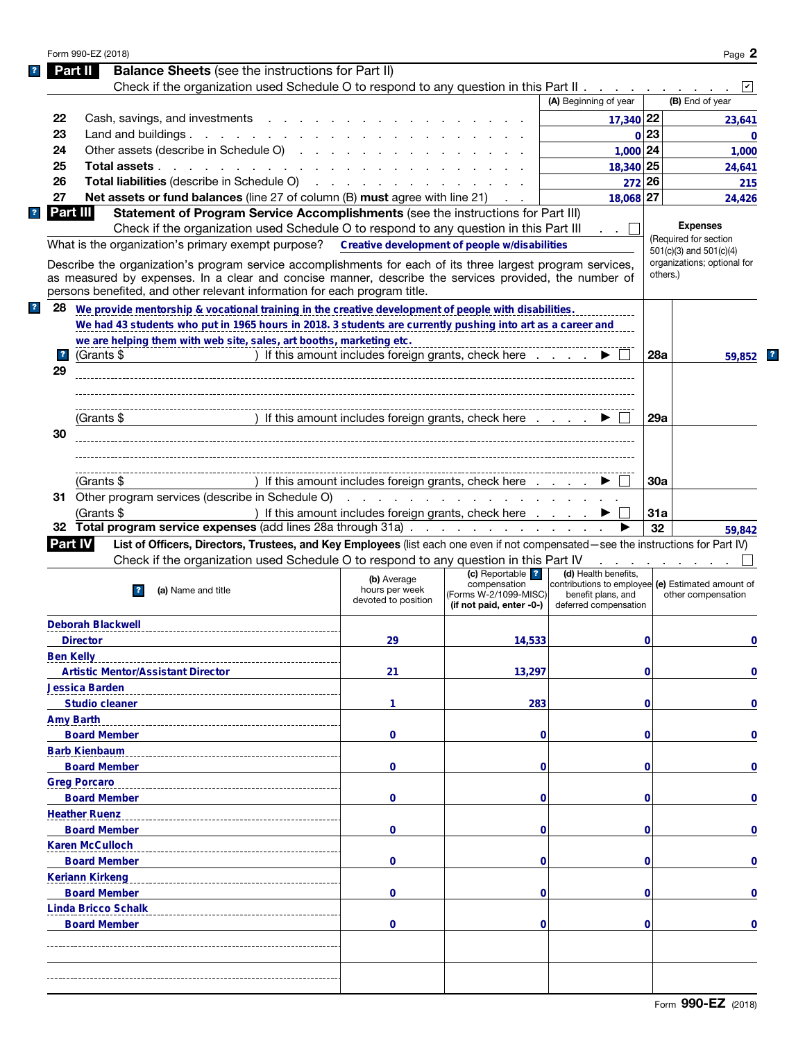Form 990-EZ (2018)

## Part II Balance Sheets (see the instructions for Part II)

Check if the organization used Schedule O to respond to any question in this Part II . . . . . . . . . ☑

| | | (A) Beginning of year | | (B) End of year |
|---|---|---|---|---|
| 22 | Cash, savings, and investments | 17,340 | 22 | 23,641 |
| 23 | Land and buildings | 0 | 23 | 0 |
| 24 | Other assets (describe in Schedule O) | 1,000 | 24 | 1,000 |
| 25 | **Total assets** | 18,340 | 25 | 24,641 |
| 26 | **Total liabilities** (describe in Schedule O) | 272 | 26 | 215 |
| 27 | **Net assets or fund balances** (line 27 of column (B) **must** agree with line 21) | 18,068 | 27 | 24,426 |

## Part III Statement of Program Service Accomplishments (see the instructions for Part III)

Check if the organization used Schedule O to respond to any question in this Part III . . ☐

What is the organization's primary exempt purpose? Creative development of people w/disabilities

Describe the organization's program service accomplishments for each of its three largest program services, as measured by expenses. In a clear and concise manner, describe the services provided, the number of persons benefited, and other relevant information for each program title.

**Expenses** (Required for section 501(c)(3) and 501(c)(4) organizations; optional for others.)

| | | | Expenses |
|---|---|---|---|
| 28 | We provide mentorship & vocational training in the creative development of people with disabilities. We had 43 students who put in 1965 hours in 2018. 3 students are currently pushing into art as a career and we are helping them with web site, sales, art booths, marketing etc. (Grants $ ) If this amount includes foreign grants, check here ☐ | 28a | 59,852 |
| 29 | (Grants $ ) If this amount includes foreign grants, check here ☐ | 29a | |
| 30 | (Grants $ ) If this amount includes foreign grants, check here ☐ | 30a | |
| 31 | Other program services (describe in Schedule O) (Grants $ ) If this amount includes foreign grants, check here ☐ | 31a | |
| 32 | **Total program service expenses** (add lines 28a through 31a) | 32 | 59,842 |

## Part IV List of Officers, Directors, Trustees, and Key Employees (list each one even if not compensated—see the instructions for Part IV)

Check if the organization used Schedule O to respond to any question in this Part IV . . . . . . . . ☐

| (a) Name and title | (b) Average hours per week devoted to position | (c) Reportable compensation (Forms W-2/1099-MISC) (if not paid, enter -0-) | (d) Health benefits, contributions to employee benefit plans, and deferred compensation | (e) Estimated amount of other compensation |
|---|---|---|---|---|
| Deborah Blackwell<br>Director | 29 | 14,533 | 0 | 0 |
| Ben Kelly<br>Artistic Mentor/Assistant Director | 21 | 13,297 | 0 | 0 |
| Jessica Barden<br>Studio cleaner | 1 | 283 | 0 | 0 |
| Amy Barth<br>Board Member | 0 | 0 | 0 | 0 |
| Barb Kienbaum<br>Board Member | 0 | 0 | 0 | 0 |
| Greg Porcaro<br>Board Member | 0 | 0 | 0 | 0 |
| Heather Ruenz<br>Board Member | 0 | 0 | 0 | 0 |
| Karen McCulloch<br>Board Member | 0 | 0 | 0 | 0 |
| Keriann Kirkeng<br>Board Member | 0 | 0 | 0 | 0 |
| Linda Bricco Schalk<br>Board Member | 0 | 0 | 0 | 0 |
| | | | | |
| | | | | |

Form **990-EZ** (2018)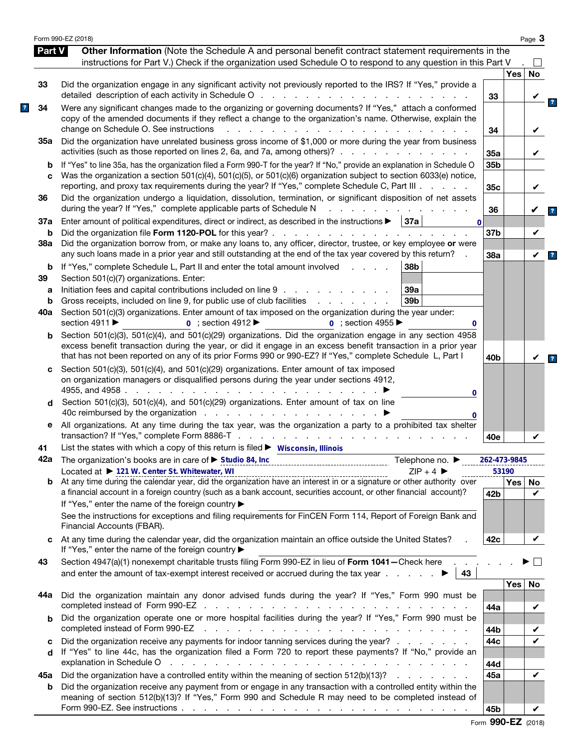Form 990-EZ (2018)

## Part V Other Information

(Note the Schedule A and personal benefit contract statement requirements in the instructions for Part V.) Check if the organization used Schedule O to respond to any question in this Part V . ☐

| Line | Question | | Yes | No |
|---|---|---|---|---|
| 33 | Did the organization engage in any significant activity not previously reported to the IRS? If "Yes," provide a detailed description of each activity in Schedule O | 33 | | ✔ |
| 34 | Were any significant changes made to the organizing or governing documents? If "Yes," attach a conformed copy of the amended documents if they reflect a change to the organization's name. Otherwise, explain the change on Schedule O. See instructions | 34 | | ✔ |
| 35a | Did the organization have unrelated business gross income of $1,000 or more during the year from business activities (such as those reported on lines 2, 6a, and 7a, among others)? | 35a | | ✔ |
| b | If "Yes" to line 35a, has the organization filed a Form 990-T for the year? If "No," provide an explanation in Schedule O | 35b | | |
| c | Was the organization a section 501(c)(4), 501(c)(5), or 501(c)(6) organization subject to section 6033(e) notice, reporting, and proxy tax requirements during the year? If "Yes," complete Schedule C, Part III | 35c | | ✔ |
| 36 | Did the organization undergo a liquidation, dissolution, termination, or significant disposition of net assets during the year? If "Yes," complete applicable parts of Schedule N | 36 | | ✔ |
| 37a | Enter amount of political expenditures, direct or indirect, as described in the instructions ▶ 37a 0 | | | |
| b | Did the organization file **Form 1120-POL** for this year? | 37b | | ✔ |
| 38a | Did the organization borrow from, or make any loans to, any officer, director, trustee, or key employee **or** were any such loans made in a prior year and still outstanding at the end of the tax year covered by this return? | 38a | | ✔ |
| b | If "Yes," complete Schedule L, Part II and enter the total amount involved 38b | | | |
| 39 | Section 501(c)(7) organizations. Enter: | | | |
| a | Initiation fees and capital contributions included on line 9 39a | | | |
| b | Gross receipts, included on line 9, for public use of club facilities 39b | | | |
| 40a | Section 501(c)(3) organizations. Enter amount of tax imposed on the organization during the year under: section 4911 ▶ 0 ; section 4912 ▶ 0 ; section 4955 ▶ 0 | | | |
| b | Section 501(c)(3), 501(c)(4), and 501(c)(29) organizations. Did the organization engage in any section 4958 excess benefit transaction during the year, or did it engage in an excess benefit transaction in a prior year that has not been reported on any of its prior Forms 990 or 990-EZ? If "Yes," complete Schedule L, Part I | 40b | | ✔ |
| c | Section 501(c)(3), 501(c)(4), and 501(c)(29) organizations. Enter amount of tax imposed on organization managers or disqualified persons during the year under sections 4912, 4955, and 4958 ▶ 0 | | | |
| d | Section 501(c)(3), 501(c)(4), and 501(c)(29) organizations. Enter amount of tax on line 40c reimbursed by the organization ▶ 0 | | | |
| e | All organizations. At any time during the tax year, was the organization a party to a prohibited tax shelter transaction? If "Yes," complete Form 8886-T | 40e | | ✔ |

41 List the states with which a copy of this return is filed ▶ Wisconsin, Illinois

42a The organization's books are in care of ▶ Studio 84, Inc Telephone no. ▶ 262-473-9845

Located at ▶ 121 W. Center St. Whitewater, WI ZIP + 4 ▶ 53190

| Line | Question | | Yes | No |
|---|---|---|---|---|
| b | At any time during the calendar year, did the organization have an interest in or a signature or other authority over a financial account in a foreign country (such as a bank account, securities account, or other financial account)? If "Yes," enter the name of the foreign country ▶ See the instructions for exceptions and filing requirements for FinCEN Form 114, Report of Foreign Bank and Financial Accounts (FBAR). | 42b | | ✔ |
| c | At any time during the calendar year, did the organization maintain an office outside the United States? If "Yes," enter the name of the foreign country ▶ | 42c | | ✔ |

43 Section 4947(a)(1) nonexempt charitable trusts filing Form 990-EZ in lieu of **Form 1041—**Check here ▶ ☐ and enter the amount of tax-exempt interest received or accrued during the tax year ▶ 43

| Line | Question | | Yes | No |
|---|---|---|---|---|
| 44a | Did the organization maintain any donor advised funds during the year? If "Yes," Form 990 must be completed instead of Form 990-EZ | 44a | | ✔ |
| b | Did the organization operate one or more hospital facilities during the year? If "Yes," Form 990 must be completed instead of Form 990-EZ | 44b | | ✔ |
| c | Did the organization receive any payments for indoor tanning services during the year? | 44c | | ✔ |
| d | If "Yes" to line 44c, has the organization filed a Form 720 to report these payments? If "No," provide an explanation in Schedule O | 44d | | |
| 45a | Did the organization have a controlled entity within the meaning of section 512(b)(13)? | 45a | | ✔ |
| b | Did the organization receive any payment from or engage in any transaction with a controlled entity within the meaning of section 512(b)(13)? If "Yes," Form 990 and Schedule R may need to be completed instead of Form 990-EZ. See instructions | 45b | | ✔ |

Form **990-EZ** (2018)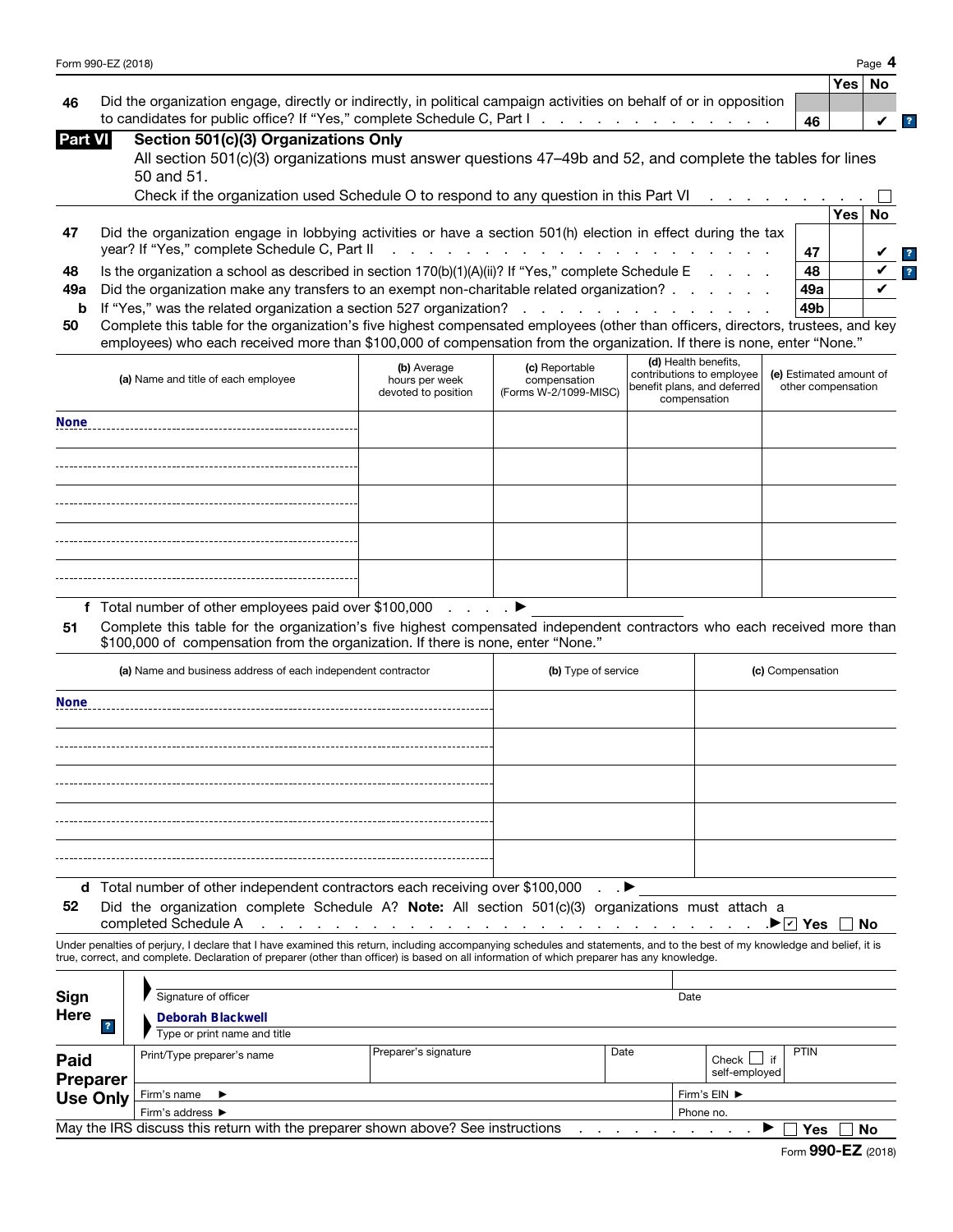Form 990-EZ (2018)

| | | | Yes | No |
|---|---|---|---|---|
| 46 | Did the organization engage, directly or indirectly, in political campaign activities on behalf of or in opposition to candidates for public office? If "Yes," complete Schedule C, Part I | 46 | | ✔ |

## Part VI Section 501(c)(3) Organizations Only

All section 501(c)(3) organizations must answer questions 47–49b and 52, and complete the tables for lines 50 and 51.

Check if the organization used Schedule O to respond to any question in this Part VI ☐

| | | | Yes | No |
|---|---|---|---|---|
| 47 | Did the organization engage in lobbying activities or have a section 501(h) election in effect during the tax year? If "Yes," complete Schedule C, Part II | 47 | | ✔ |
| 48 | Is the organization a school as described in section 170(b)(1)(A)(ii)? If "Yes," complete Schedule E | 48 | | ✔ |
| 49a | Did the organization make any transfers to an exempt non-charitable related organization? | 49a | | ✔ |
| b | If "Yes," was the related organization a section 527 organization? | 49b | | |

**50** Complete this table for the organization's five highest compensated employees (other than officers, directors, trustees, and key employees) who each received more than $100,000 of compensation from the organization. If there is none, enter "None."

| (a) Name and title of each employee | (b) Average hours per week devoted to position | (c) Reportable compensation (Forms W-2/1099-MISC) | (d) Health benefits, contributions to employee benefit plans, and deferred compensation | (e) Estimated amount of other compensation |
|---|---|---|---|---|
| None | | | | |
| | | | | |
| | | | | |
| | | | | |
| | | | | |

**f** Total number of other employees paid over $100,000 ▶

**51** Complete this table for the organization's five highest compensated independent contractors who each received more than $100,000 of compensation from the organization. If there is none, enter "None."

| (a) Name and business address of each independent contractor | (b) Type of service | (c) Compensation |
|---|---|---|
| None | | |
| | | |
| | | |
| | | |
| | | |

**d** Total number of other independent contractors each receiving over $100,000 ▶

**52** Did the organization complete Schedule A? **Note:** All section 501(c)(3) organizations must attach a completed Schedule A ▶ ☑ Yes ☐ No

Under penalties of perjury, I declare that I have examined this return, including accompanying schedules and statements, and to the best of my knowledge and belief, it is true, correct, and complete. Declaration of preparer (other than officer) is based on all information of which preparer has any knowledge.

**Sign Here**

Signature of officer | Date

Deborah Blackwell
Type or print name and title

**Paid Preparer Use Only**

| Print/Type preparer's name | Preparer's signature | Date | Check ☐ if self-employed | PTIN |
|---|---|---|---|---|
| | | | | |

Firm's name ▶ | Firm's EIN ▶

Firm's address ▶ | Phone no.

May the IRS discuss this return with the preparer shown above? See instructions ▶ ☐ Yes ☐ No

Form **990-EZ** (2018)